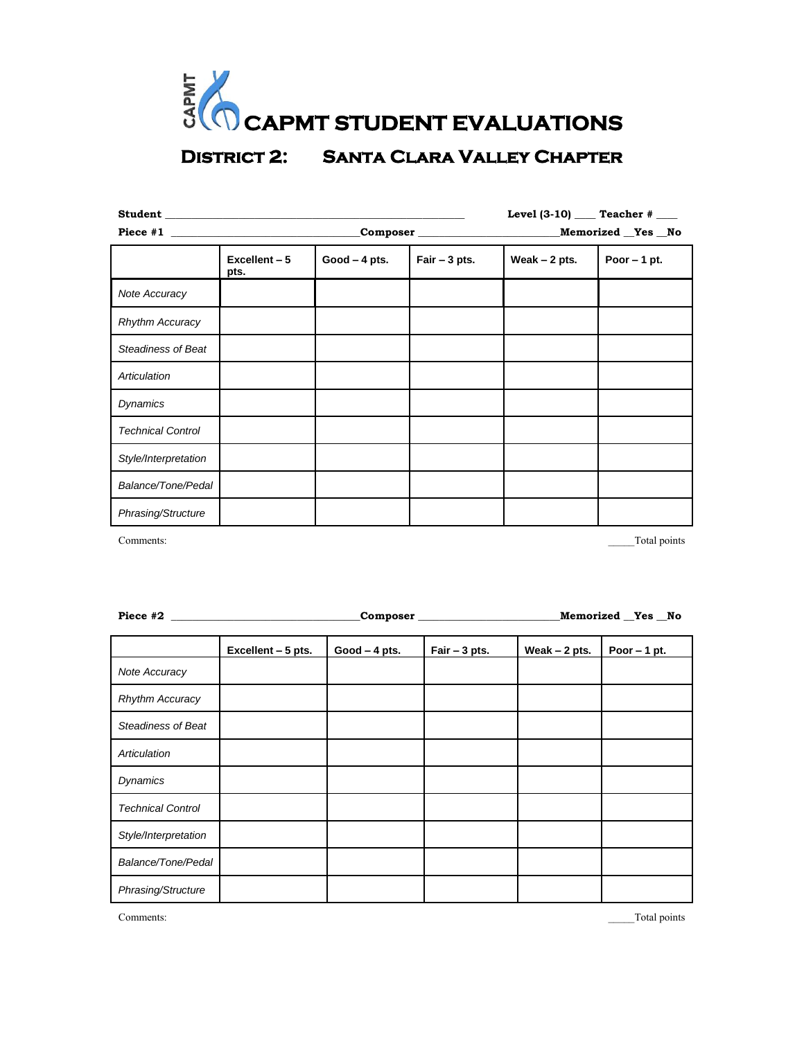# CAPMT STUDENT EVALUATIONS

## District 2: Santa Clara Valley Chapter

**Student** ______________________________________________ **Level (3-10)** ____ **Teacher #** ____

**Piece #1** _______________________________**Composer** ______________________**Memorized** __Yes __No

| | Excellent – 5 pts. | Good – 4 pts. | Fair – 3 pts. | Weak – 2 pts. | Poor – 1 pt. |
|---|---|---|---|---|---|
| *Note Accuracy* | | | | | |
| *Rhythm Accuracy* | | | | | |
| *Steadiness of Beat* | | | | | |
| *Articulation* | | | | | |
| *Dynamics* | | | | | |
| *Technical Control* | | | | | |
| *Style/Interpretation* | | | | | |
| *Balance/Tone/Pedal* | | | | | |
| *Phrasing/Structure* | | | | | |

Comments: _____Total points

**Piece #2** _______________________________**Composer** ______________________**Memorized** __Yes __No

| | Excellent – 5 pts. | Good – 4 pts. | Fair – 3 pts. | Weak – 2 pts. | Poor – 1 pt. |
|---|---|---|---|---|---|
| *Note Accuracy* | | | | | |
| *Rhythm Accuracy* | | | | | |
| *Steadiness of Beat* | | | | | |
| *Articulation* | | | | | |
| *Dynamics* | | | | | |
| *Technical Control* | | | | | |
| *Style/Interpretation* | | | | | |
| *Balance/Tone/Pedal* | | | | | |
| *Phrasing/Structure* | | | | | |

Comments: _____Total points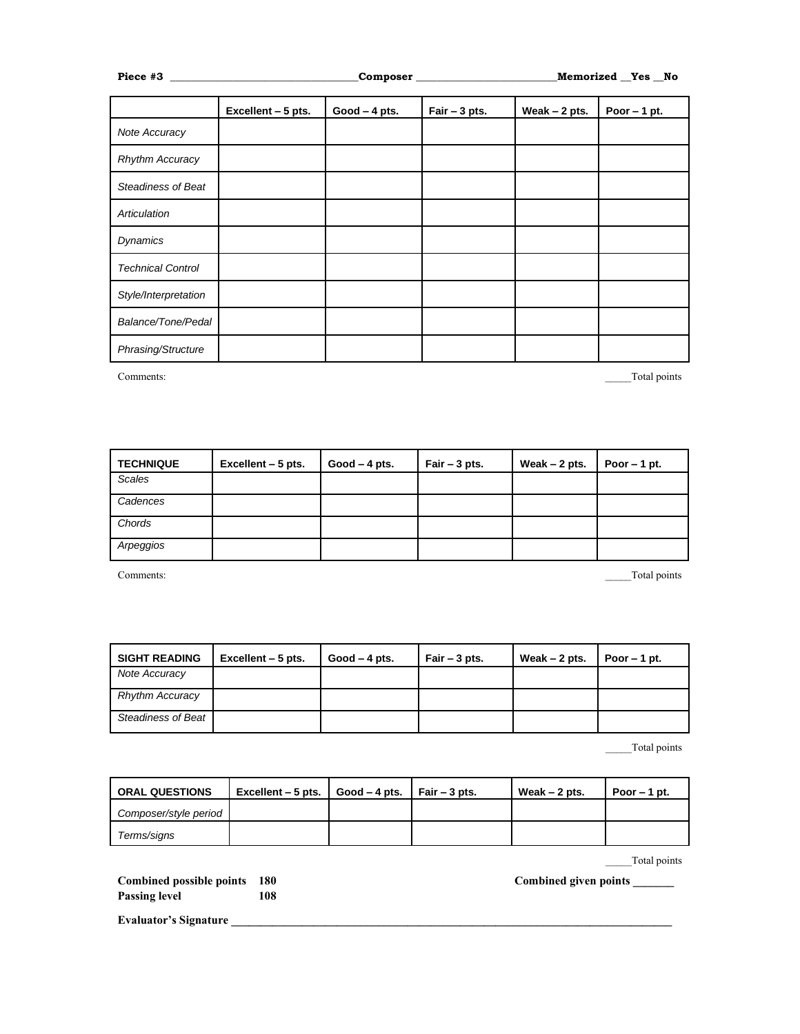**Piece #3** ________________________________**Composer** ________________________**Memorized** __**Yes** __**No**

| | Excellent – 5 pts. | Good – 4 pts. | Fair – 3 pts. | Weak – 2 pts. | Poor – 1 pt. |
|---|---|---|---|---|---|
| *Note Accuracy* | | | | | |
| *Rhythm Accuracy* | | | | | |
| *Steadiness of Beat* | | | | | |
| *Articulation* | | | | | |
| *Dynamics* | | | | | |
| *Technical Control* | | | | | |
| *Style/Interpretation* | | | | | |
| *Balance/Tone/Pedal* | | | | | |
| *Phrasing/Structure* | | | | | |

Comments: _____Total points

| TECHNIQUE | Excellent – 5 pts. | Good – 4 pts. | Fair – 3 pts. | Weak – 2 pts. | Poor – 1 pt. |
|---|---|---|---|---|---|
| *Scales* | | | | | |
| *Cadences* | | | | | |
| *Chords* | | | | | |
| *Arpeggios* | | | | | |

Comments: _____Total points

| SIGHT READING | Excellent – 5 pts. | Good – 4 pts. | Fair – 3 pts. | Weak – 2 pts. | Poor – 1 pt. |
|---|---|---|---|---|---|
| *Note Accuracy* | | | | | |
| *Rhythm Accuracy* | | | | | |
| *Steadiness of Beat* | | | | | |

_____Total points

| ORAL QUESTIONS | Excellent – 5 pts. | Good – 4 pts. | Fair – 3 pts. | Weak – 2 pts. | Poor – 1 pt. |
|---|---|---|---|---|---|
| *Composer/style period* | | | | | |
| *Terms/signs* | | | | | |

_____Total points

**Combined possible points 180** **Combined given points** _______

**Passing level 108**

**Evaluator's Signature** ________________________________________________________________________